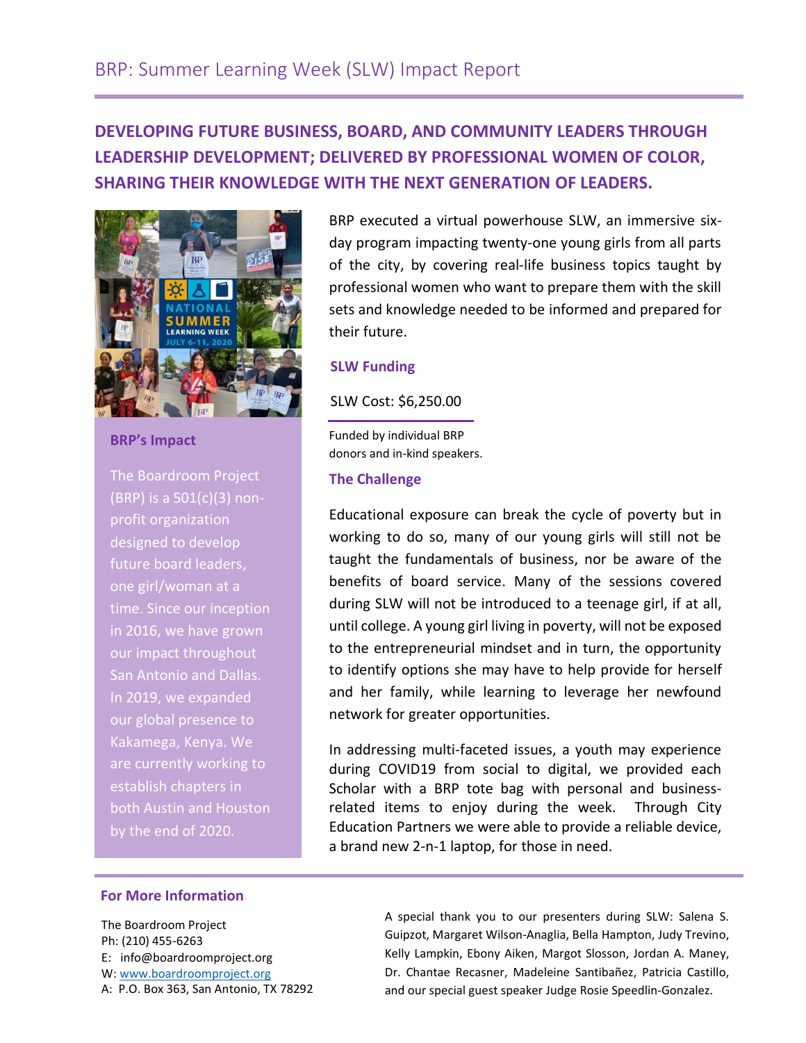# BRP: Summer Learning Week (SLW) Impact Report

**DEVELOPING FUTURE BUSINESS, BOARD, AND COMMUNITY LEADERS THROUGH LEADERSHIP DEVELOPMENT; DELIVERED BY PROFESSIONAL WOMEN OF COLOR, SHARING THEIR KNOWLEDGE WITH THE NEXT GENERATION OF LEADERS.**

BRP executed a virtual powerhouse SLW, an immersive six-day program impacting twenty-one young girls from all parts of the city, by covering real-life business topics taught by professional women who want to prepare them with the skill sets and knowledge needed to be informed and prepared for their future.

### SLW Funding

SLW Cost: $6,250.00

Funded by individual BRP donors and in-kind speakers.

### The Challenge

Educational exposure can break the cycle of poverty but in working to do so, many of our young girls will still not be taught the fundamentals of business, nor be aware of the benefits of board service. Many of the sessions covered during SLW will not be introduced to a teenage girl, if at all, until college. A young girl living in poverty, will not be exposed to the entrepreneurial mindset and in turn, the opportunity to identify options she may have to help provide for herself and her family, while learning to leverage her newfound network for greater opportunities.

In addressing multi-faceted issues, a youth may experience during COVID19 from social to digital, we provided each Scholar with a BRP tote bag with personal and business-related items to enjoy during the week. Through City Education Partners we were able to provide a reliable device, a brand new 2-n-1 laptop, for those in need.

### BRP's Impact

The Boardroom Project (BRP) is a 501(c)(3) non-profit organization designed to develop future board leaders, one girl/woman at a time. Since our inception in 2016, we have grown our impact throughout San Antonio and Dallas. In 2019, we expanded our global presence to Kakamega, Kenya. We are currently working to establish chapters in both Austin and Houston by the end of 2020.

### For More Information

The Boardroom Project
Ph: (210) 455-6263
E: info@boardroomproject.org
W: www.boardroomproject.org
A: P.O. Box 363, San Antonio, TX 78292

A special thank you to our presenters during SLW: Salena S. Guipzot, Margaret Wilson-Anaglia, Bella Hampton, Judy Trevino, Kelly Lampkin, Ebony Aiken, Margot Slosson, Jordan A. Maney, Dr. Chantae Recasner, Madeleine Santibañez, Patricia Castillo, and our special guest speaker Judge Rosie Speedlin-Gonzalez.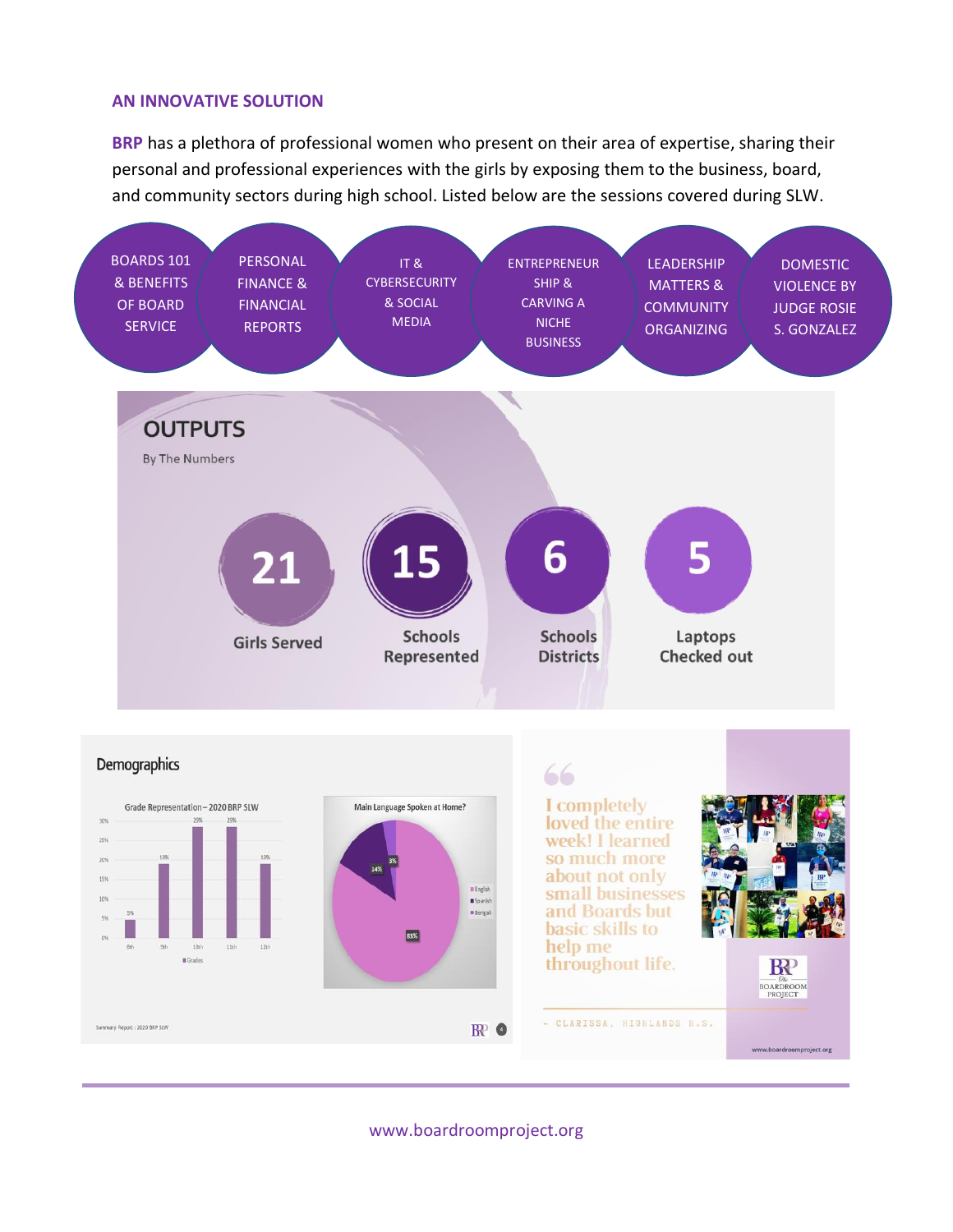### AN INNOVATIVE SOLUTION

**BRP** has a plethora of professional women who present on their area of expertise, sharing their personal and professional experiences with the girls by exposing them to the business, board, and community sectors during high school. Listed below are the sessions covered during SLW.

- BOARDS 101 & BENEFITS OF BOARD SERVICE
- PERSONAL FINANCE & FINANCIAL REPORTS
- IT & CYBERSECURITY & SOCIAL MEDIA
- ENTREPRENEURSHIP & CARVING A NICHE BUSINESS
- LEADERSHIP MATTERS & COMMUNITY ORGANIZING
- DOMESTIC VIOLENCE BY JUDGE ROSIE S. GONZALEZ

## OUTPUTS

By The Numbers

**21** Girls Served

**15** Schools Represented

**6** Schools Districts

**5** Laptops Checked out

## Demographics

Grade Representation – 2020 BRP SLW

30%
25%
20%
15%
10%
5%
0%

5%
19%
29%
29%
19%

8th
9th
10th
11th
12th

Grades

Main Language Spoken at Home?

3%
14%
83%

English
Spanish
Bengali

Summary Report | 2020 BRP SLW

"I completely loved the entire week! I learned so much more about not only small businesses and Boards but basic skills to help me throughout life."

– CLARISSA, HIGHLANDS H.S.

The BOARDROOM PROJECT

www.boardroomproject.org